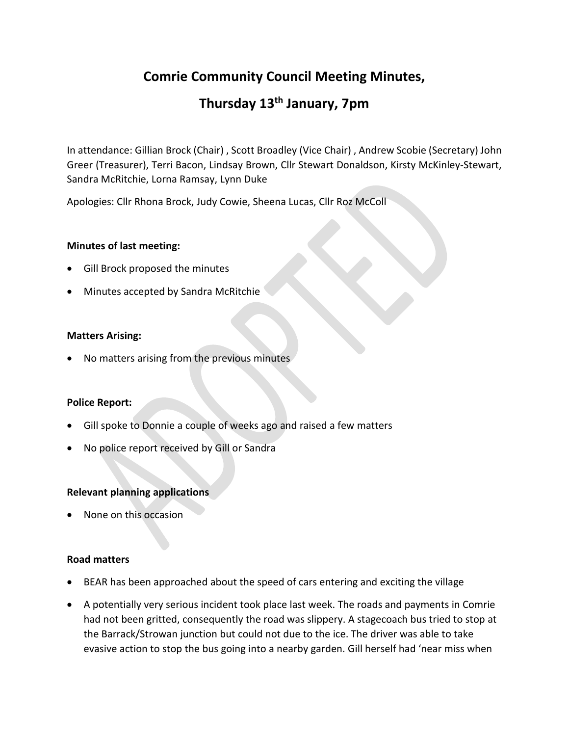# Comrie Community Council Meeting Minutes,

# Thursday 13th January, 7pm

In attendance: Gillian Brock (Chair) , Scott Broadley (Vice Chair) , Andrew Scobie (Secretary) John Greer (Treasurer), Terri Bacon, Lindsay Brown, Cllr Stewart Donaldson, Kirsty McKinley-Stewart, Sandra McRitchie, Lorna Ramsay, Lynn Duke

Apologies: Cllr Rhona Brock, Judy Cowie, Sheena Lucas, Cllr Roz McColl

**Minutes of last meeting:**

- Gill Brock proposed the minutes
- Minutes accepted by Sandra McRitchie

**Matters Arising:**

- No matters arising from the previous minutes

**Police Report:**

- Gill spoke to Donnie a couple of weeks ago and raised a few matters
- No police report received by Gill or Sandra

**Relevant planning applications**

- None on this occasion

**Road matters**

- BEAR has been approached about the speed of cars entering and exciting the village
- A potentially very serious incident took place last week. The roads and payments in Comrie had not been gritted, consequently the road was slippery. A stagecoach bus tried to stop at the Barrack/Strowan junction but could not due to the ice. The driver was able to take evasive action to stop the bus going into a nearby garden. Gill herself had 'near miss when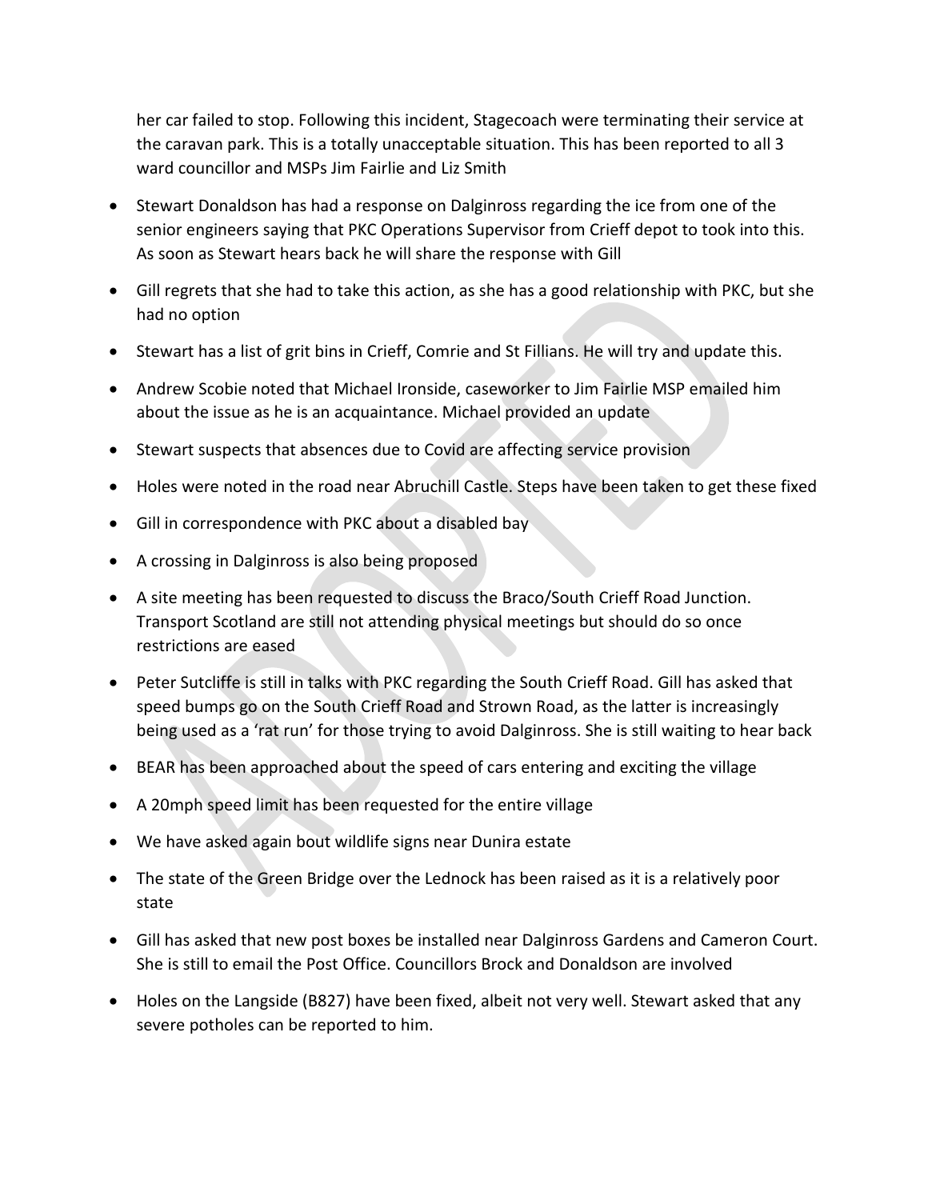her car failed to stop. Following this incident, Stagecoach were terminating their service at the caravan park. This is a totally unacceptable situation. This has been reported to all 3 ward councillor and MSPs Jim Fairlie and Liz Smith

- Stewart Donaldson has had a response on Dalginross regarding the ice from one of the senior engineers saying that PKC Operations Supervisor from Crieff depot to took into this. As soon as Stewart hears back he will share the response with Gill
- Gill regrets that she had to take this action, as she has a good relationship with PKC, but she had no option
- Stewart has a list of grit bins in Crieff, Comrie and St Fillians. He will try and update this.
- Andrew Scobie noted that Michael Ironside, caseworker to Jim Fairlie MSP emailed him about the issue as he is an acquaintance. Michael provided an update
- Stewart suspects that absences due to Covid are affecting service provision
- Holes were noted in the road near Abruchill Castle. Steps have been taken to get these fixed
- Gill in correspondence with PKC about a disabled bay
- A crossing in Dalginross is also being proposed
- A site meeting has been requested to discuss the Braco/South Crieff Road Junction. Transport Scotland are still not attending physical meetings but should do so once restrictions are eased
- Peter Sutcliffe is still in talks with PKC regarding the South Crieff Road. Gill has asked that speed bumps go on the South Crieff Road and Strown Road, as the latter is increasingly being used as a 'rat run' for those trying to avoid Dalginross. She is still waiting to hear back
- BEAR has been approached about the speed of cars entering and exciting the village
- A 20mph speed limit has been requested for the entire village
- We have asked again bout wildlife signs near Dunira estate
- The state of the Green Bridge over the Lednock has been raised as it is a relatively poor state
- Gill has asked that new post boxes be installed near Dalginross Gardens and Cameron Court. She is still to email the Post Office. Councillors Brock and Donaldson are involved
- Holes on the Langside (B827) have been fixed, albeit not very well. Stewart asked that any severe potholes can be reported to him.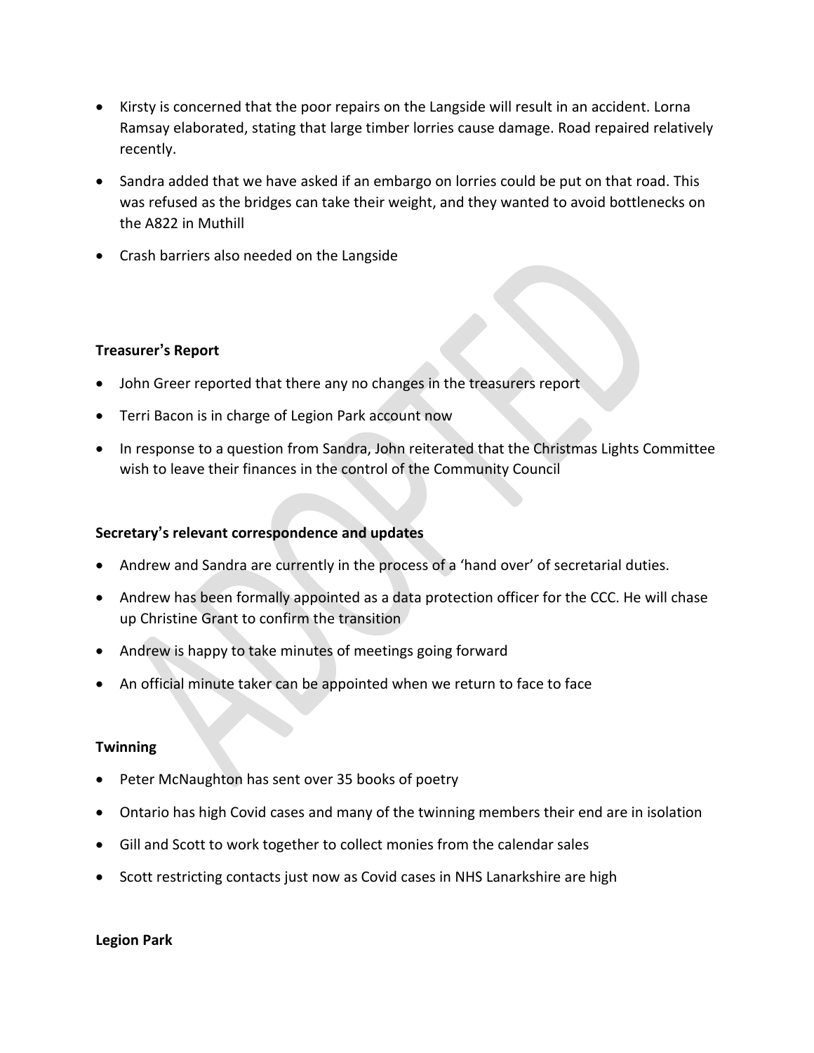- Kirsty is concerned that the poor repairs on the Langside will result in an accident. Lorna Ramsay elaborated, stating that large timber lorries cause damage. Road repaired relatively recently.
- Sandra added that we have asked if an embargo on lorries could be put on that road. This was refused as the bridges can take their weight, and they wanted to avoid bottlenecks on the A822 in Muthill
- Crash barriers also needed on the Langside

**Treasurer's Report**

- John Greer reported that there any no changes in the treasurers report
- Terri Bacon is in charge of Legion Park account now
- In response to a question from Sandra, John reiterated that the Christmas Lights Committee wish to leave their finances in the control of the Community Council

**Secretary's relevant correspondence and updates**

- Andrew and Sandra are currently in the process of a 'hand over' of secretarial duties.
- Andrew has been formally appointed as a data protection officer for the CCC. He will chase up Christine Grant to confirm the transition
- Andrew is happy to take minutes of meetings going forward
- An official minute taker can be appointed when we return to face to face

**Twinning**

- Peter McNaughton has sent over 35 books of poetry
- Ontario has high Covid cases and many of the twinning members their end are in isolation
- Gill and Scott to work together to collect monies from the calendar sales
- Scott restricting contacts just now as Covid cases in NHS Lanarkshire are high

**Legion Park**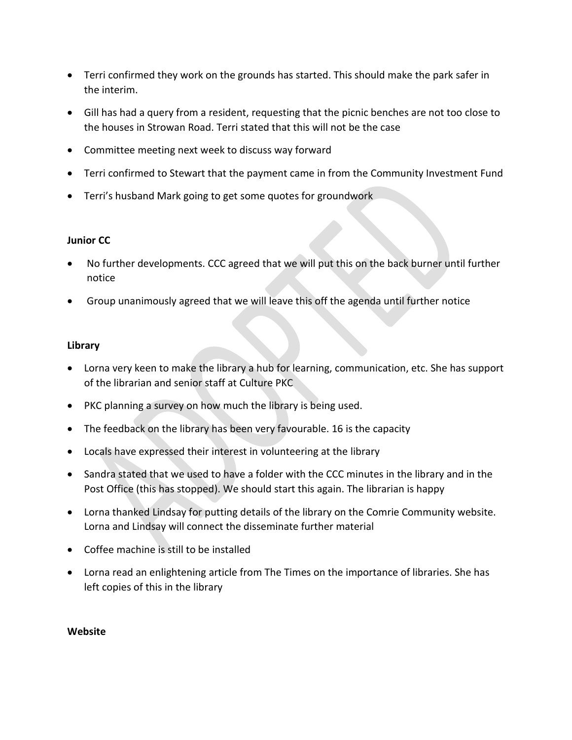- Terri confirmed they work on the grounds has started. This should make the park safer in the interim.
- Gill has had a query from a resident, requesting that the picnic benches are not too close to the houses in Strowan Road. Terri stated that this will not be the case
- Committee meeting next week to discuss way forward
- Terri confirmed to Stewart that the payment came in from the Community Investment Fund
- Terri's husband Mark going to get some quotes for groundwork

**Junior CC**

- No further developments. CCC agreed that we will put this on the back burner until further notice
- Group unanimously agreed that we will leave this off the agenda until further notice

**Library**

- Lorna very keen to make the library a hub for learning, communication, etc. She has support of the librarian and senior staff at Culture PKC
- PKC planning a survey on how much the library is being used.
- The feedback on the library has been very favourable. 16 is the capacity
- Locals have expressed their interest in volunteering at the library
- Sandra stated that we used to have a folder with the CCC minutes in the library and in the Post Office (this has stopped). We should start this again. The librarian is happy
- Lorna thanked Lindsay for putting details of the library on the Comrie Community website. Lorna and Lindsay will connect the disseminate further material
- Coffee machine is still to be installed
- Lorna read an enlightening article from The Times on the importance of libraries. She has left copies of this in the library

**Website**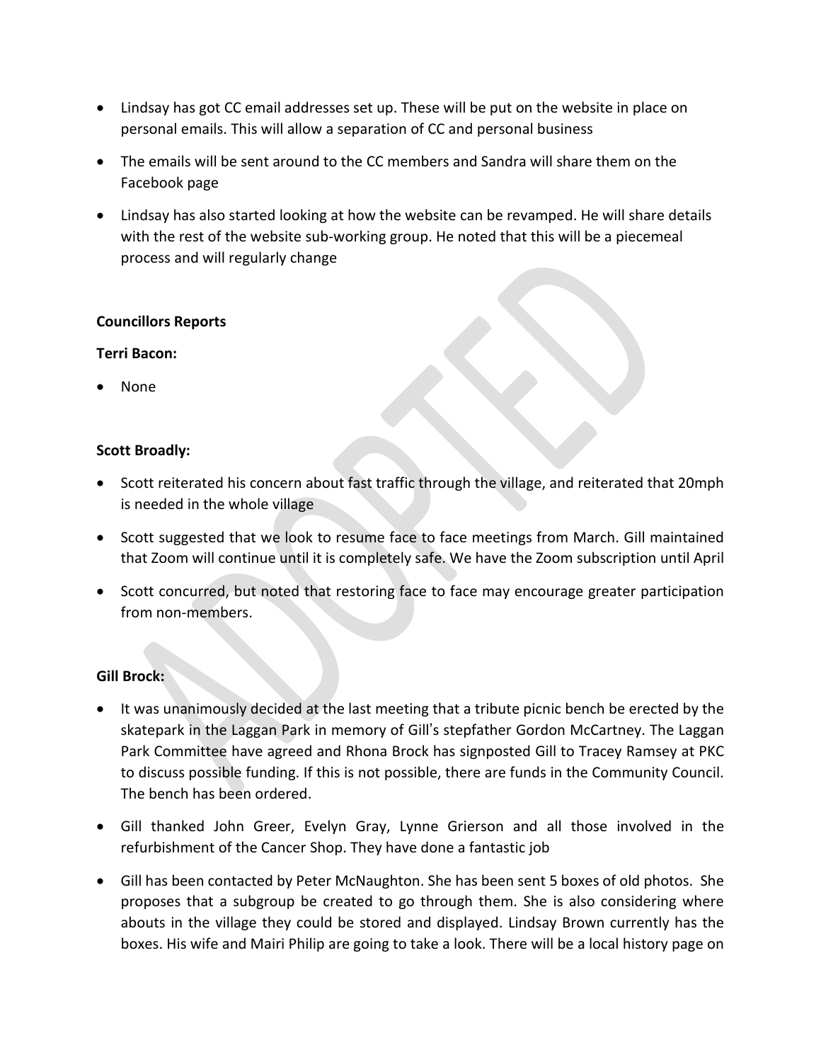- Lindsay has got CC email addresses set up. These will be put on the website in place on personal emails. This will allow a separation of CC and personal business
- The emails will be sent around to the CC members and Sandra will share them on the Facebook page
- Lindsay has also started looking at how the website can be revamped. He will share details with the rest of the website sub-working group. He noted that this will be a piecemeal process and will regularly change

**Councillors Reports**

**Terri Bacon:**

- None

**Scott Broadly:**

- Scott reiterated his concern about fast traffic through the village, and reiterated that 20mph is needed in the whole village
- Scott suggested that we look to resume face to face meetings from March. Gill maintained that Zoom will continue until it is completely safe. We have the Zoom subscription until April
- Scott concurred, but noted that restoring face to face may encourage greater participation from non-members.

**Gill Brock:**

- It was unanimously decided at the last meeting that a tribute picnic bench be erected by the skatepark in the Laggan Park in memory of Gill's stepfather Gordon McCartney. The Laggan Park Committee have agreed and Rhona Brock has signposted Gill to Tracey Ramsey at PKC to discuss possible funding. If this is not possible, there are funds in the Community Council. The bench has been ordered.
- Gill thanked John Greer, Evelyn Gray, Lynne Grierson and all those involved in the refurbishment of the Cancer Shop. They have done a fantastic job
- Gill has been contacted by Peter McNaughton. She has been sent 5 boxes of old photos. She proposes that a subgroup be created to go through them. She is also considering where abouts in the village they could be stored and displayed. Lindsay Brown currently has the boxes. His wife and Mairi Philip are going to take a look. There will be a local history page on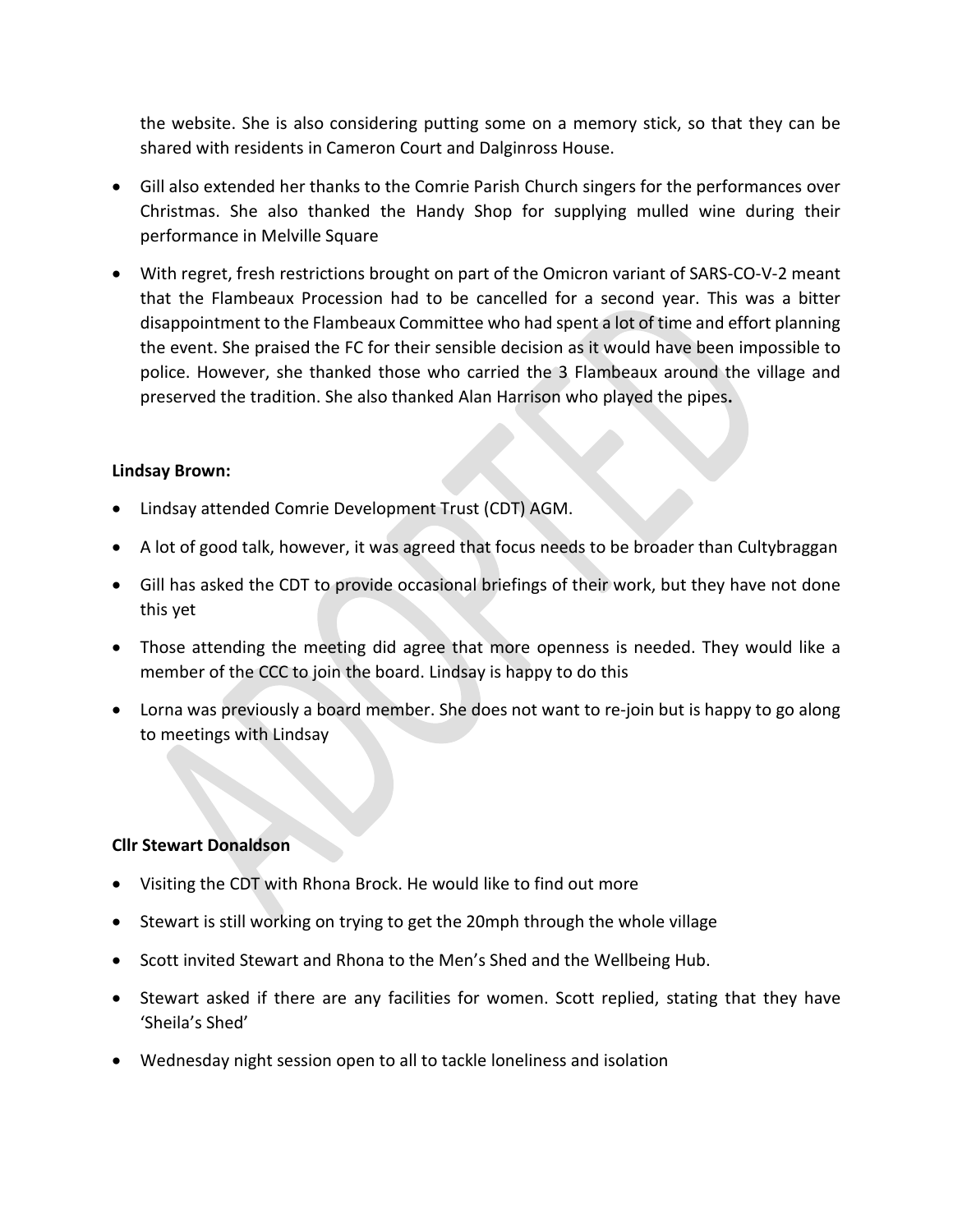the website. She is also considering putting some on a memory stick, so that they can be shared with residents in Cameron Court and Dalginross House.

- Gill also extended her thanks to the Comrie Parish Church singers for the performances over Christmas. She also thanked the Handy Shop for supplying mulled wine during their performance in Melville Square
- With regret, fresh restrictions brought on part of the Omicron variant of SARS-CO-V-2 meant that the Flambeaux Procession had to be cancelled for a second year. This was a bitter disappointment to the Flambeaux Committee who had spent a lot of time and effort planning the event. She praised the FC for their sensible decision as it would have been impossible to police. However, she thanked those who carried the 3 Flambeaux around the village and preserved the tradition. She also thanked Alan Harrison who played the pipes**.**

**Lindsay Brown:**

- Lindsay attended Comrie Development Trust (CDT) AGM.
- A lot of good talk, however, it was agreed that focus needs to be broader than Cultybraggan
- Gill has asked the CDT to provide occasional briefings of their work, but they have not done this yet
- Those attending the meeting did agree that more openness is needed. They would like a member of the CCC to join the board. Lindsay is happy to do this
- Lorna was previously a board member. She does not want to re-join but is happy to go along to meetings with Lindsay

**Cllr Stewart Donaldson**

- Visiting the CDT with Rhona Brock. He would like to find out more
- Stewart is still working on trying to get the 20mph through the whole village
- Scott invited Stewart and Rhona to the Men's Shed and the Wellbeing Hub.
- Stewart asked if there are any facilities for women. Scott replied, stating that they have 'Sheila's Shed'
- Wednesday night session open to all to tackle loneliness and isolation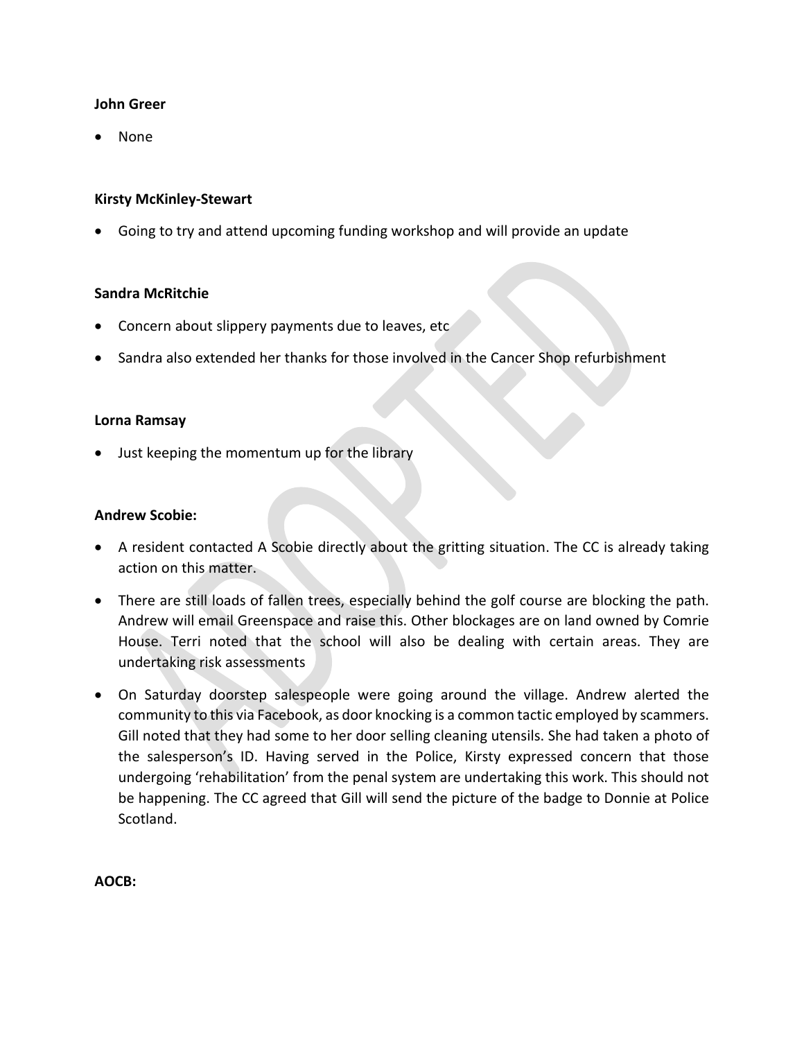**John Greer**

- None

**Kirsty McKinley-Stewart**

- Going to try and attend upcoming funding workshop and will provide an update

**Sandra McRitchie**

- Concern about slippery payments due to leaves, etc
- Sandra also extended her thanks for those involved in the Cancer Shop refurbishment

**Lorna Ramsay**

- Just keeping the momentum up for the library

**Andrew Scobie:**

- A resident contacted A Scobie directly about the gritting situation. The CC is already taking action on this matter.
- There are still loads of fallen trees, especially behind the golf course are blocking the path. Andrew will email Greenspace and raise this. Other blockages are on land owned by Comrie House. Terri noted that the school will also be dealing with certain areas. They are undertaking risk assessments
- On Saturday doorstep salespeople were going around the village. Andrew alerted the community to this via Facebook, as door knocking is a common tactic employed by scammers. Gill noted that they had some to her door selling cleaning utensils. She had taken a photo of the salesperson's ID. Having served in the Police, Kirsty expressed concern that those undergoing 'rehabilitation' from the penal system are undertaking this work. This should not be happening. The CC agreed that Gill will send the picture of the badge to Donnie at Police Scotland.

**AOCB:**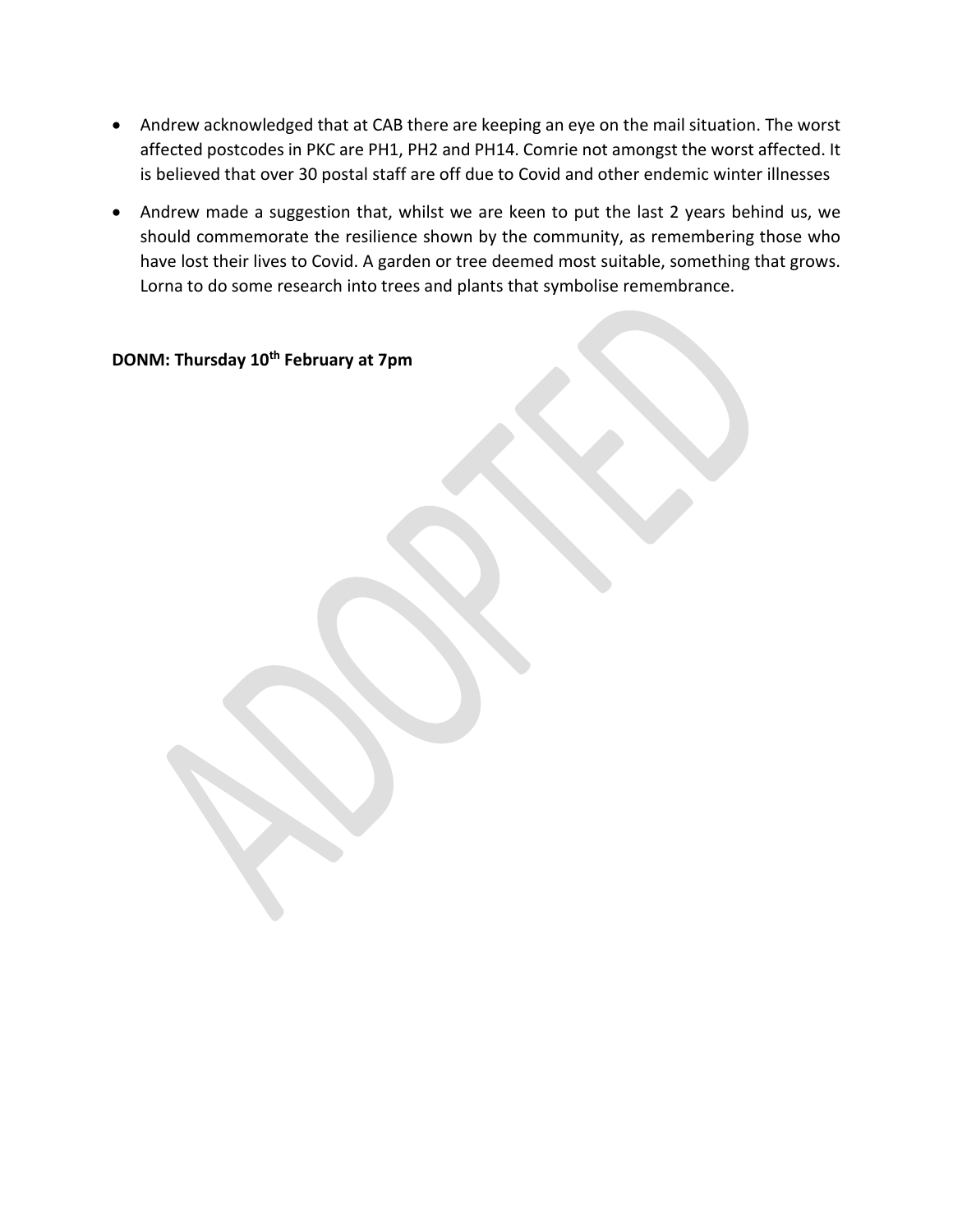- Andrew acknowledged that at CAB there are keeping an eye on the mail situation. The worst affected postcodes in PKC are PH1, PH2 and PH14. Comrie not amongst the worst affected. It is believed that over 30 postal staff are off due to Covid and other endemic winter illnesses
- Andrew made a suggestion that, whilst we are keen to put the last 2 years behind us, we should commemorate the resilience shown by the community, as remembering those who have lost their lives to Covid. A garden or tree deemed most suitable, something that grows. Lorna to do some research into trees and plants that symbolise remembrance.

**DONM: Thursday 10th February at 7pm**

ADOPTED